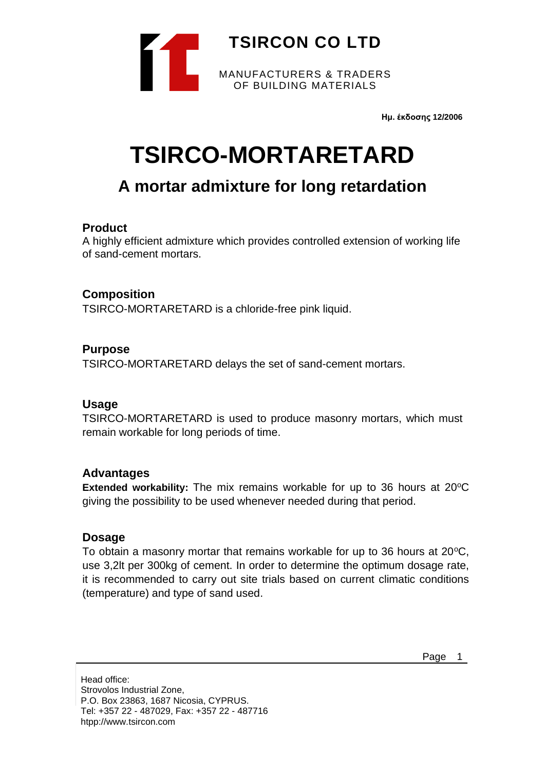# TSIRCON CO LTD

MANUFACTURERS & TRADERS
OF BUILDING MATERIALS

**Ημ. έκδοσης 12/2006**

# TSIRCO-MORTARETARD

## A mortar admixture for long retardation

### Product

A highly efficient admixture which provides controlled extension of working life of sand-cement mortars.

### Composition

TSIRCO-MORTARETARD is a chloride-free pink liquid.

### Purpose

TSIRCO-MORTARETARD delays the set of sand-cement mortars.

### Usage

TSIRCO-MORTARETARD is used to produce masonry mortars, which must remain workable for long periods of time.

### Advantages

**Extended workability:** The mix remains workable for up to 36 hours at 20$^o$C giving the possibility to be used whenever needed during that period.

### Dosage

To obtain a masonry mortar that remains workable for up to 36 hours at 20$^o$C, use 3,2lt per 300kg of cement. In order to determine the optimum dosage rate, it is recommended to carry out site trials based on current climatic conditions (temperature) and type of sand used.

Head office:
Strovolos Industrial Zone,
P.O. Box 23863, 1687 Nicosia, CYPRUS.
Tel: +357 22 - 487029, Fax: +357 22 - 487716
htpp://www.tsircon.com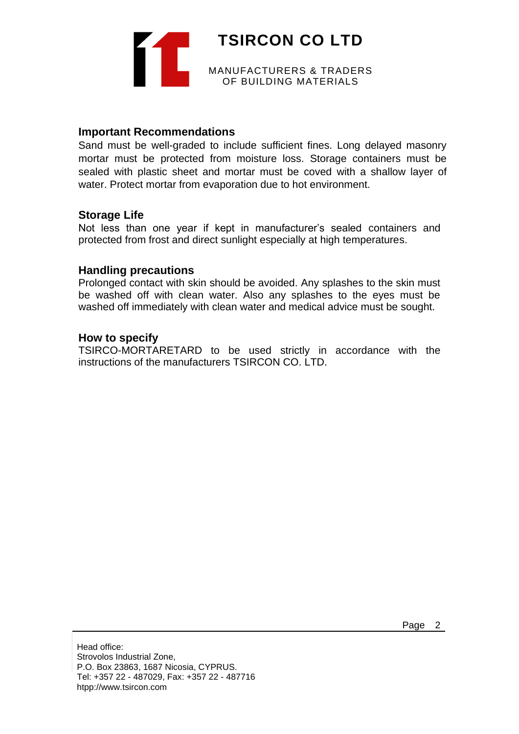## Important Recommendations

Sand must be well-graded to include sufficient fines. Long delayed masonry mortar must be protected from moisture loss. Storage containers must be sealed with plastic sheet and mortar must be coved with a shallow layer of water. Protect mortar from evaporation due to hot environment.

## Storage Life

Not less than one year if kept in manufacturer's sealed containers and protected from frost and direct sunlight especially at high temperatures.

## Handling precautions

Prolonged contact with skin should be avoided. Any splashes to the skin must be washed off with clean water. Also any splashes to the eyes must be washed off immediately with clean water and medical advice must be sought.

## How to specify

TSIRCO-MORTARETARD to be used strictly in accordance with the instructions of the manufacturers TSIRCON CO. LTD.